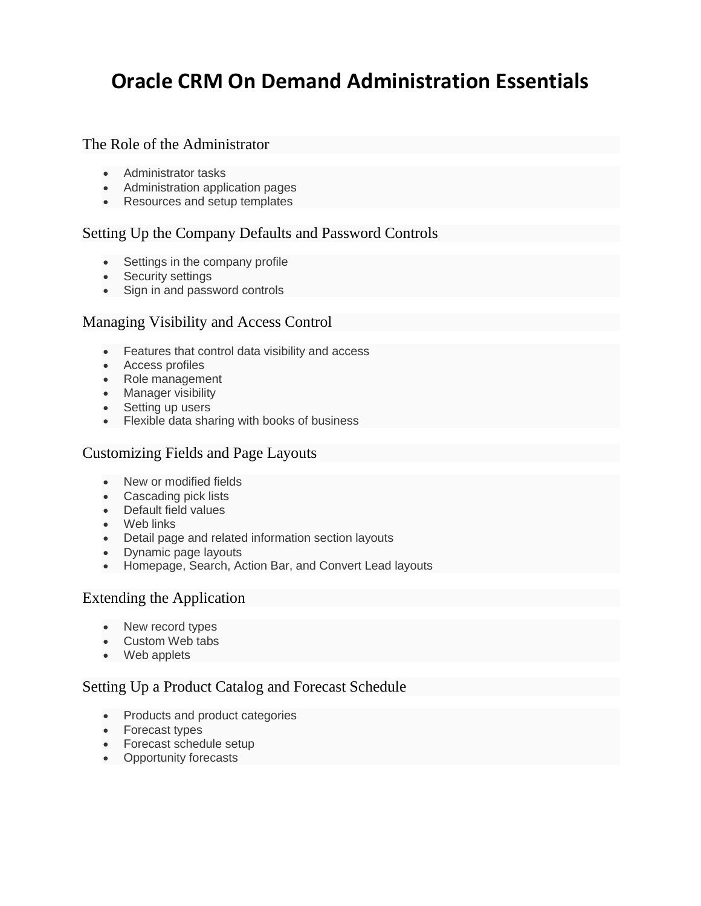# Oracle CRM On Demand Administration Essentials

## The Role of the Administrator

- Administrator tasks
- Administration application pages
- Resources and setup templates

## Setting Up the Company Defaults and Password Controls

- Settings in the company profile
- Security settings
- Sign in and password controls

## Managing Visibility and Access Control

- Features that control data visibility and access
- Access profiles
- Role management
- Manager visibility
- Setting up users
- Flexible data sharing with books of business

## Customizing Fields and Page Layouts

- New or modified fields
- Cascading pick lists
- Default field values
- Web links
- Detail page and related information section layouts
- Dynamic page layouts
- Homepage, Search, Action Bar, and Convert Lead layouts

## Extending the Application

- New record types
- Custom Web tabs
- Web applets

## Setting Up a Product Catalog and Forecast Schedule

- Products and product categories
- Forecast types
- Forecast schedule setup
- Opportunity forecasts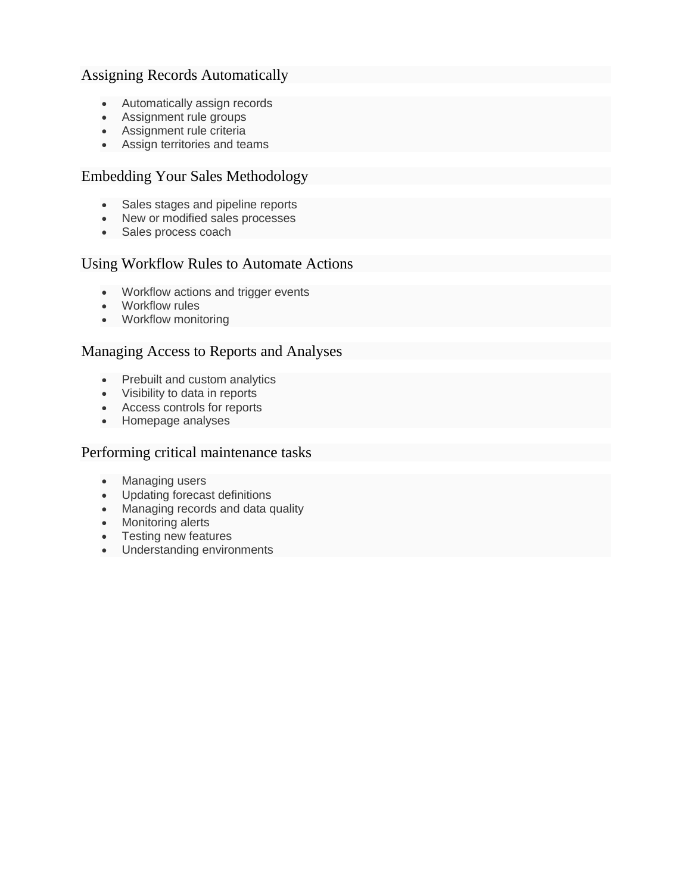## Assigning Records Automatically

- Automatically assign records
- Assignment rule groups
- Assignment rule criteria
- Assign territories and teams

## Embedding Your Sales Methodology

- Sales stages and pipeline reports
- New or modified sales processes
- Sales process coach

## Using Workflow Rules to Automate Actions

- Workflow actions and trigger events
- Workflow rules
- Workflow monitoring

## Managing Access to Reports and Analyses

- Prebuilt and custom analytics
- Visibility to data in reports
- Access controls for reports
- Homepage analyses

## Performing critical maintenance tasks

- Managing users
- Updating forecast definitions
- Managing records and data quality
- Monitoring alerts
- Testing new features
- Understanding environments